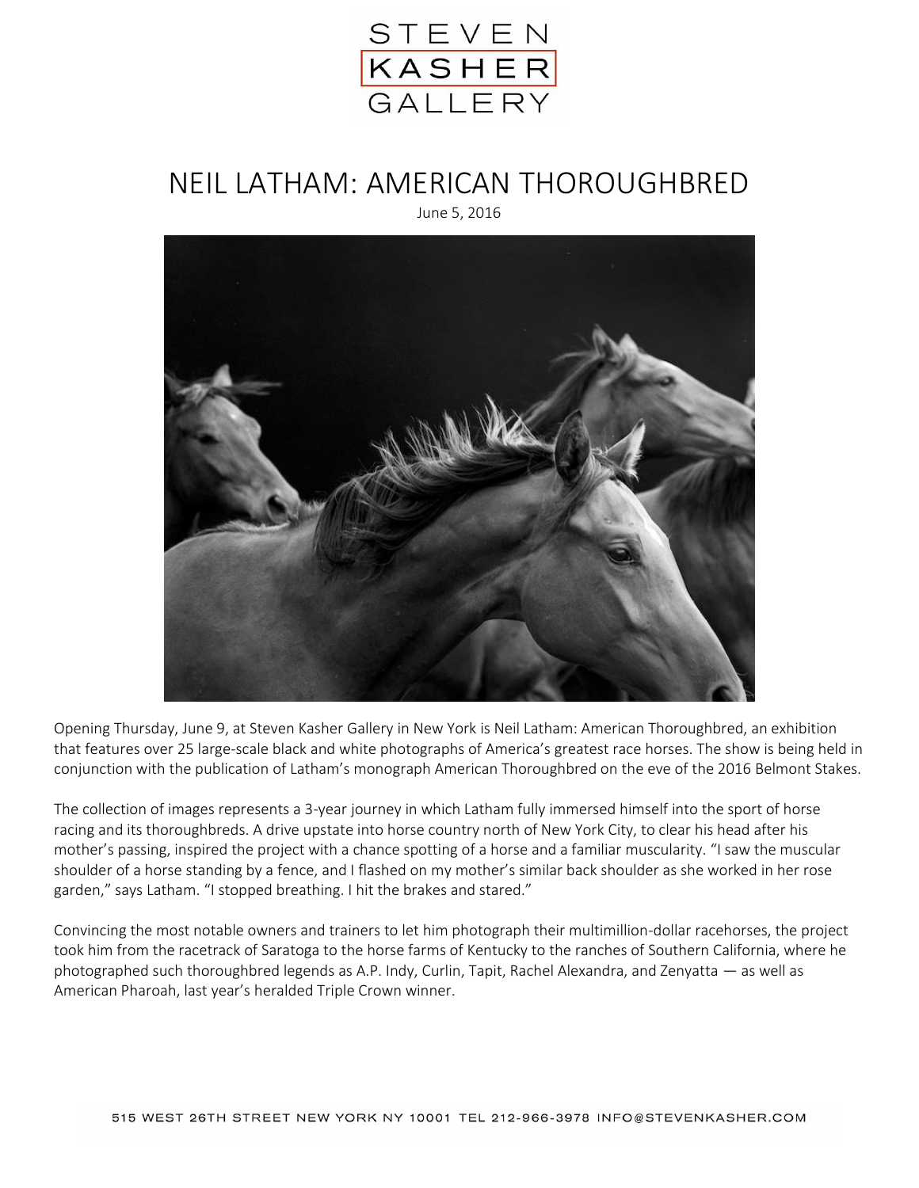STEVEN
KASHER
GALLERY

# NEIL LATHAM: AMERICAN THOROUGHBRED

June 5, 2016

Opening Thursday, June 9, at Steven Kasher Gallery in New York is Neil Latham: American Thoroughbred, an exhibition that features over 25 large-scale black and white photographs of America's greatest race horses. The show is being held in conjunction with the publication of Latham's monograph American Thoroughbred on the eve of the 2016 Belmont Stakes.

The collection of images represents a 3-year journey in which Latham fully immersed himself into the sport of horse racing and its thoroughbreds. A drive upstate into horse country north of New York City, to clear his head after his mother's passing, inspired the project with a chance spotting of a horse and a familiar muscularity. "I saw the muscular shoulder of a horse standing by a fence, and I flashed on my mother's similar back shoulder as she worked in her rose garden," says Latham. "I stopped breathing. I hit the brakes and stared."

Convincing the most notable owners and trainers to let him photograph their multimillion-dollar racehorses, the project took him from the racetrack of Saratoga to the horse farms of Kentucky to the ranches of Southern California, where he photographed such thoroughbred legends as A.P. Indy, Curlin, Tapit, Rachel Alexandra, and Zenyatta — as well as American Pharoah, last year's heralded Triple Crown winner.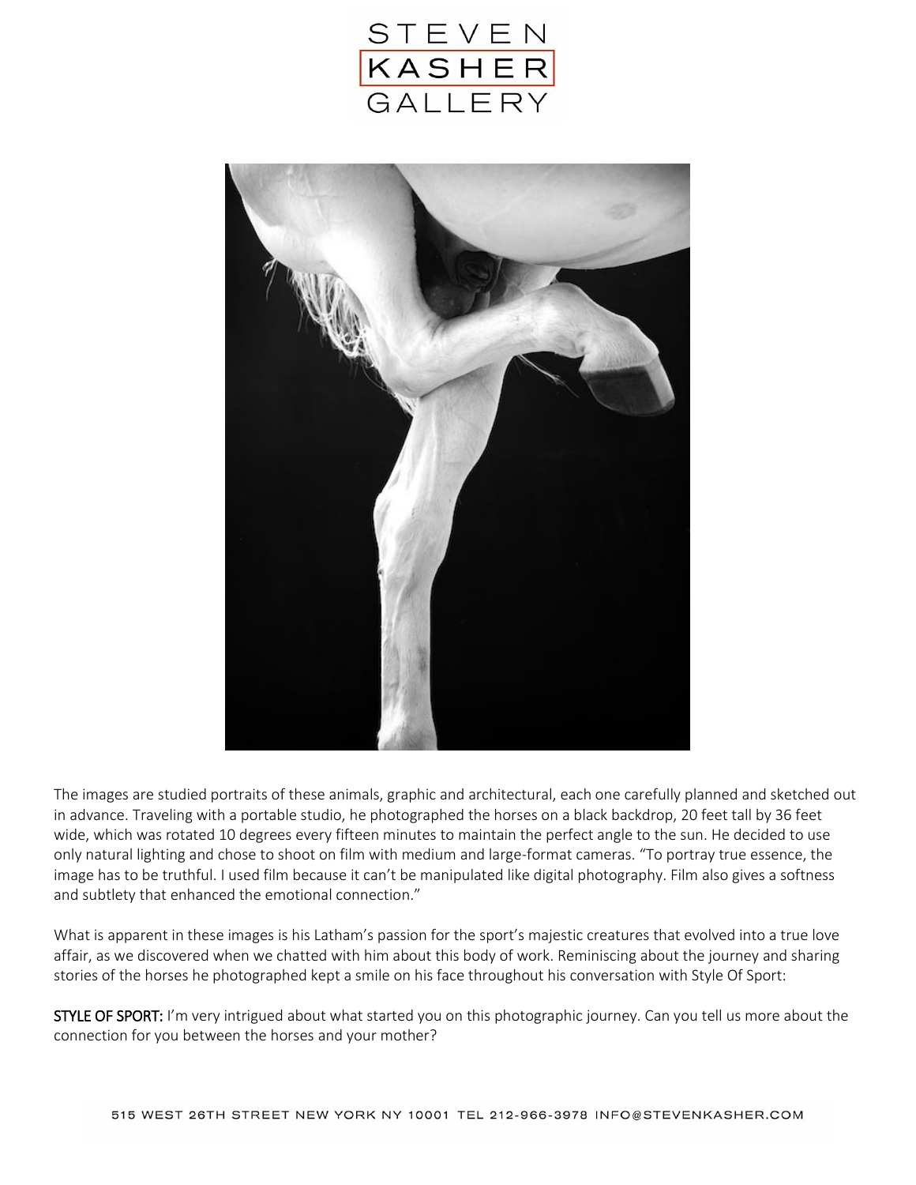The images are studied portraits of these animals, graphic and architectural, each one carefully planned and sketched out in advance. Traveling with a portable studio, he photographed the horses on a black backdrop, 20 feet tall by 36 feet wide, which was rotated 10 degrees every fifteen minutes to maintain the perfect angle to the sun. He decided to use only natural lighting and chose to shoot on film with medium and large-format cameras. "To portray true essence, the image has to be truthful. I used film because it can't be manipulated like digital photography. Film also gives a softness and subtlety that enhanced the emotional connection."

What is apparent in these images is his Latham's passion for the sport's majestic creatures that evolved into a true love affair, as we discovered when we chatted with him about this body of work. Reminiscing about the journey and sharing stories of the horses he photographed kept a smile on his face throughout his conversation with Style Of Sport:

**STYLE OF SPORT:** I'm very intrigued about what started you on this photographic journey. Can you tell us more about the connection for you between the horses and your mother?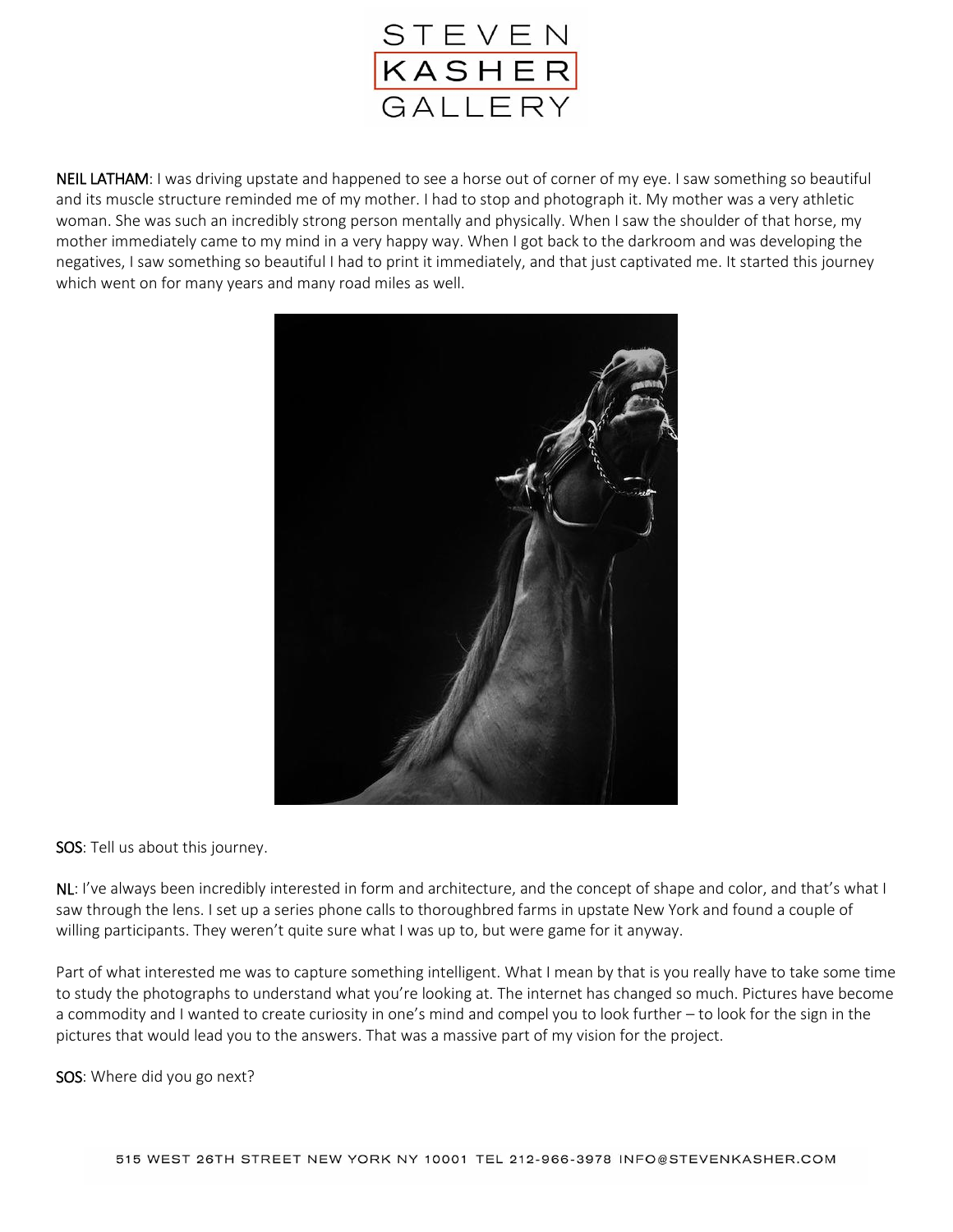**NEIL LATHAM**: I was driving upstate and happened to see a horse out of corner of my eye. I saw something so beautiful and its muscle structure reminded me of my mother. I had to stop and photograph it. My mother was a very athletic woman. She was such an incredibly strong person mentally and physically. When I saw the shoulder of that horse, my mother immediately came to my mind in a very happy way. When I got back to the darkroom and was developing the negatives, I saw something so beautiful I had to print it immediately, and that just captivated me. It started this journey which went on for many years and many road miles as well.

**SOS**: Tell us about this journey.

**NL**: I've always been incredibly interested in form and architecture, and the concept of shape and color, and that's what I saw through the lens. I set up a series phone calls to thoroughbred farms in upstate New York and found a couple of willing participants. They weren't quite sure what I was up to, but were game for it anyway.

Part of what interested me was to capture something intelligent. What I mean by that is you really have to take some time to study the photographs to understand what you're looking at. The internet has changed so much. Pictures have become a commodity and I wanted to create curiosity in one's mind and compel you to look further – to look for the sign in the pictures that would lead you to the answers. That was a massive part of my vision for the project.

**SOS**: Where did you go next?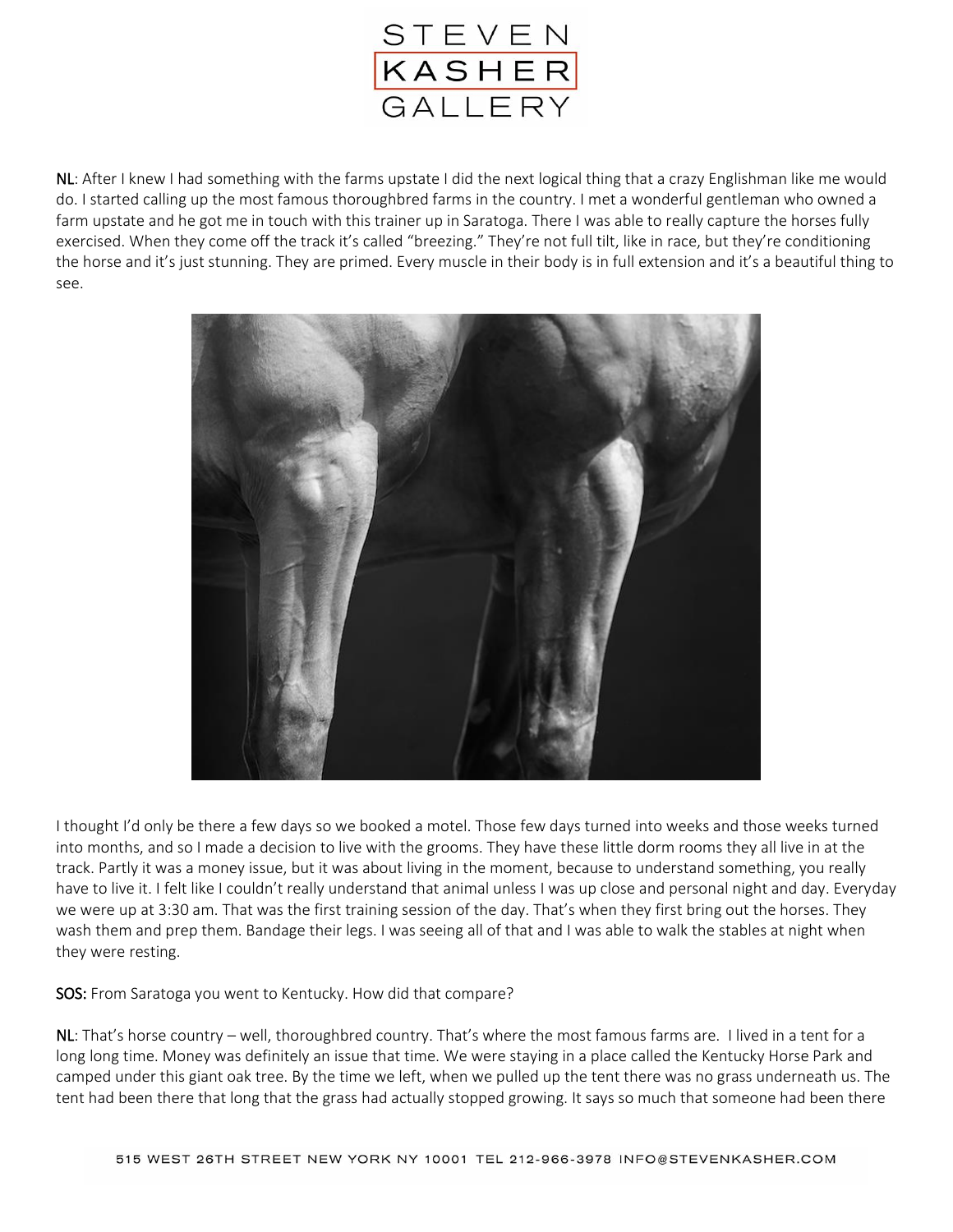**NL**: After I knew I had something with the farms upstate I did the next logical thing that a crazy Englishman like me would do. I started calling up the most famous thoroughbred farms in the country. I met a wonderful gentleman who owned a farm upstate and he got me in touch with this trainer up in Saratoga. There I was able to really capture the horses fully exercised. When they come off the track it's called "breezing." They're not full tilt, like in race, but they're conditioning the horse and it's just stunning. They are primed. Every muscle in their body is in full extension and it's a beautiful thing to see.

I thought I'd only be there a few days so we booked a motel. Those few days turned into weeks and those weeks turned into months, and so I made a decision to live with the grooms. They have these little dorm rooms they all live in at the track. Partly it was a money issue, but it was about living in the moment, because to understand something, you really have to live it. I felt like I couldn't really understand that animal unless I was up close and personal night and day. Everyday we were up at 3:30 am. That was the first training session of the day. That's when they first bring out the horses. They wash them and prep them. Bandage their legs. I was seeing all of that and I was able to walk the stables at night when they were resting.

**SOS:** From Saratoga you went to Kentucky. How did that compare?

**NL**: That's horse country – well, thoroughbred country. That's where the most famous farms are. I lived in a tent for a long long time. Money was definitely an issue that time. We were staying in a place called the Kentucky Horse Park and camped under this giant oak tree. By the time we left, when we pulled up the tent there was no grass underneath us. The tent had been there that long that the grass had actually stopped growing. It says so much that someone had been there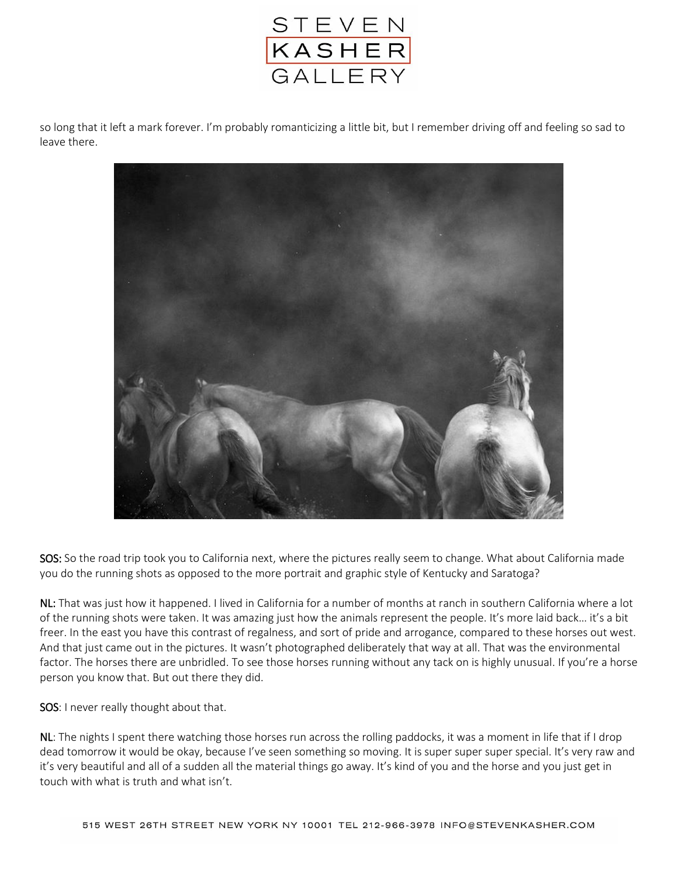so long that it left a mark forever. I'm probably romanticizing a little bit, but I remember driving off and feeling so sad to leave there.

**SOS:** So the road trip took you to California next, where the pictures really seem to change. What about California made you do the running shots as opposed to the more portrait and graphic style of Kentucky and Saratoga?

**NL:** That was just how it happened. I lived in California for a number of months at ranch in southern California where a lot of the running shots were taken. It was amazing just how the animals represent the people. It's more laid back… it's a bit freer. In the east you have this contrast of regalness, and sort of pride and arrogance, compared to these horses out west. And that just came out in the pictures. It wasn't photographed deliberately that way at all. That was the environmental factor. The horses there are unbridled. To see those horses running without any tack on is highly unusual. If you're a horse person you know that. But out there they did.

**SOS**: I never really thought about that.

**NL**: The nights I spent there watching those horses run across the rolling paddocks, it was a moment in life that if I drop dead tomorrow it would be okay, because I've seen something so moving. It is super super super special. It's very raw and it's very beautiful and all of a sudden all the material things go away. It's kind of you and the horse and you just get in touch with what is truth and what isn't.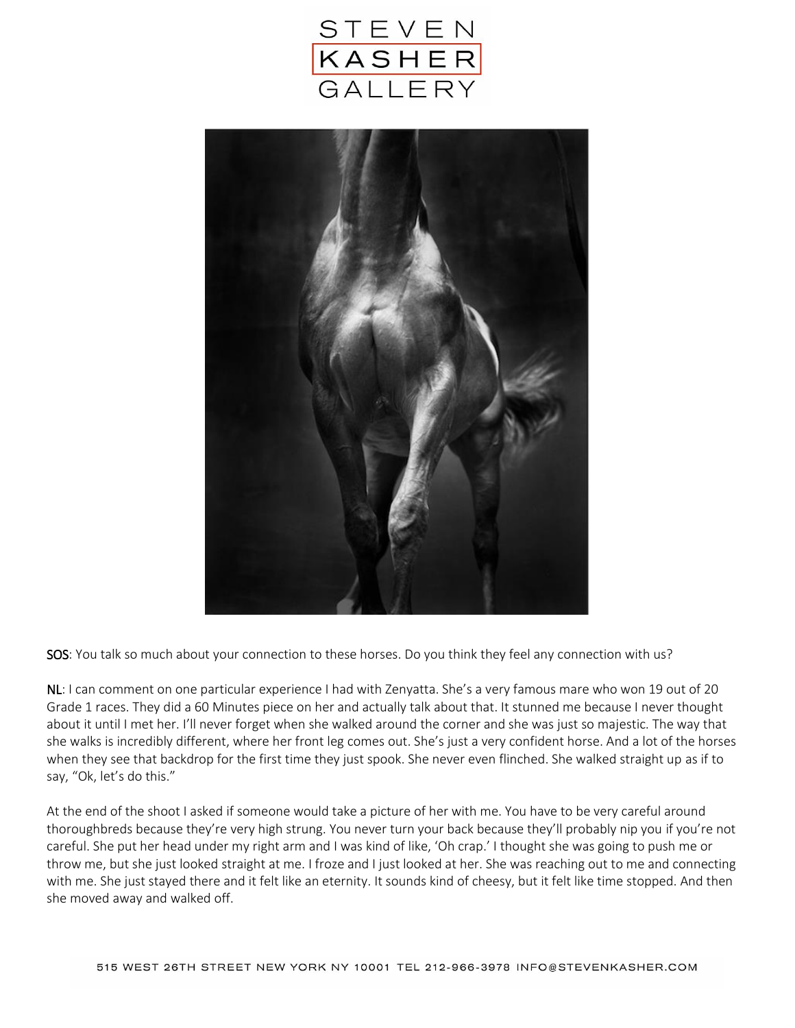**SOS**: You talk so much about your connection to these horses. Do you think they feel any connection with us?

**NL**: I can comment on one particular experience I had with Zenyatta. She's a very famous mare who won 19 out of 20 Grade 1 races. They did a 60 Minutes piece on her and actually talk about that. It stunned me because I never thought about it until I met her. I'll never forget when she walked around the corner and she was just so majestic. The way that she walks is incredibly different, where her front leg comes out. She's just a very confident horse. And a lot of the horses when they see that backdrop for the first time they just spook. She never even flinched. She walked straight up as if to say, "Ok, let's do this."

At the end of the shoot I asked if someone would take a picture of her with me. You have to be very careful around thoroughbreds because they're very high strung. You never turn your back because they'll probably nip you if you're not careful. She put her head under my right arm and I was kind of like, 'Oh crap.' I thought she was going to push me or throw me, but she just looked straight at me. I froze and I just looked at her. She was reaching out to me and connecting with me. She just stayed there and it felt like an eternity. It sounds kind of cheesy, but it felt like time stopped. And then she moved away and walked off.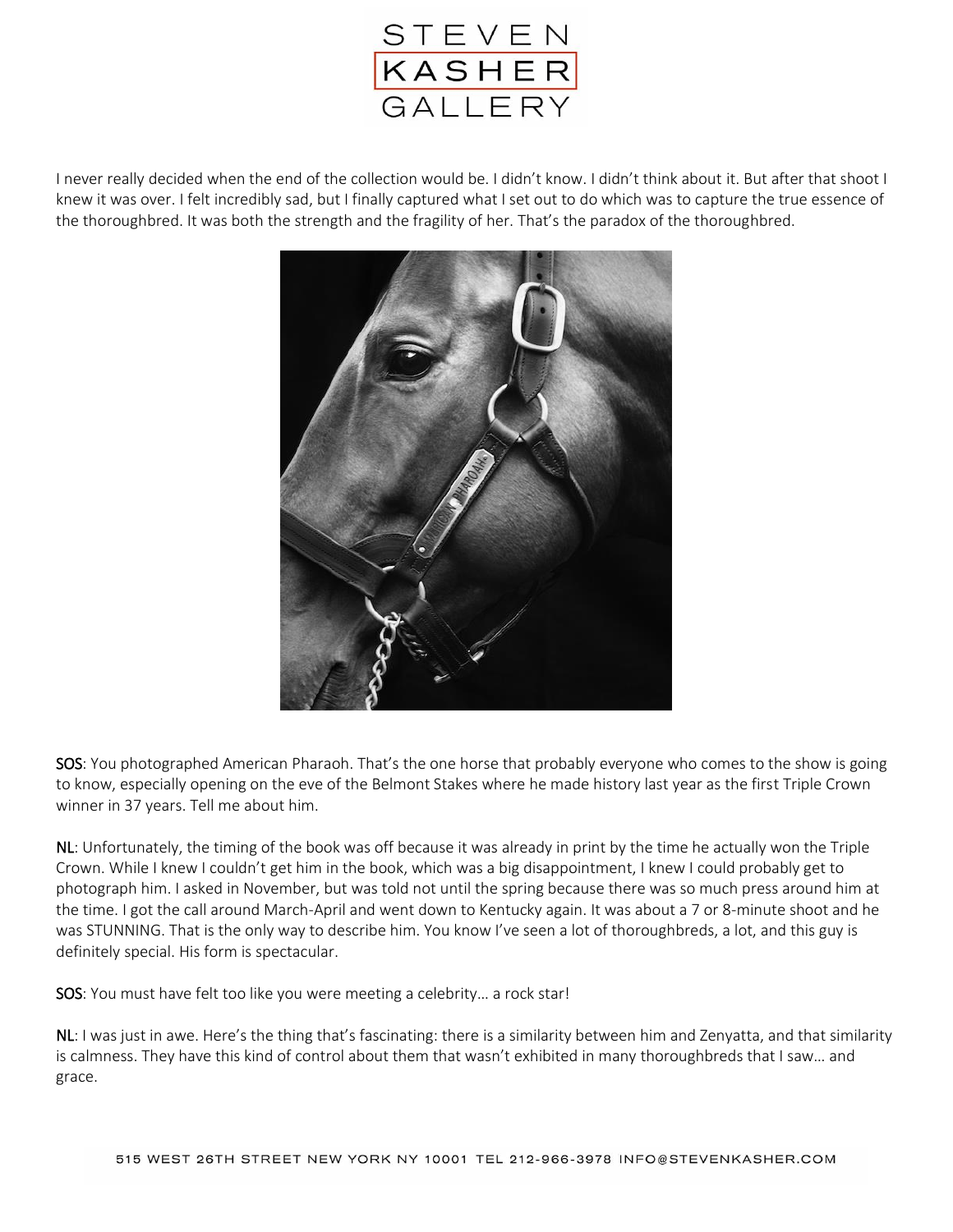I never really decided when the end of the collection would be. I didn't know. I didn't think about it. But after that shoot I knew it was over. I felt incredibly sad, but I finally captured what I set out to do which was to capture the true essence of the thoroughbred. It was both the strength and the fragility of her. That's the paradox of the thoroughbred.

**SOS**: You photographed American Pharaoh. That's the one horse that probably everyone who comes to the show is going to know, especially opening on the eve of the Belmont Stakes where he made history last year as the first Triple Crown winner in 37 years. Tell me about him.

**NL**: Unfortunately, the timing of the book was off because it was already in print by the time he actually won the Triple Crown. While I knew I couldn't get him in the book, which was a big disappointment, I knew I could probably get to photograph him. I asked in November, but was told not until the spring because there was so much press around him at the time. I got the call around March-April and went down to Kentucky again. It was about a 7 or 8-minute shoot and he was STUNNING. That is the only way to describe him. You know I've seen a lot of thoroughbreds, a lot, and this guy is definitely special. His form is spectacular.

**SOS**: You must have felt too like you were meeting a celebrity… a rock star!

**NL**: I was just in awe. Here's the thing that's fascinating: there is a similarity between him and Zenyatta, and that similarity is calmness. They have this kind of control about them that wasn't exhibited in many thoroughbreds that I saw… and grace.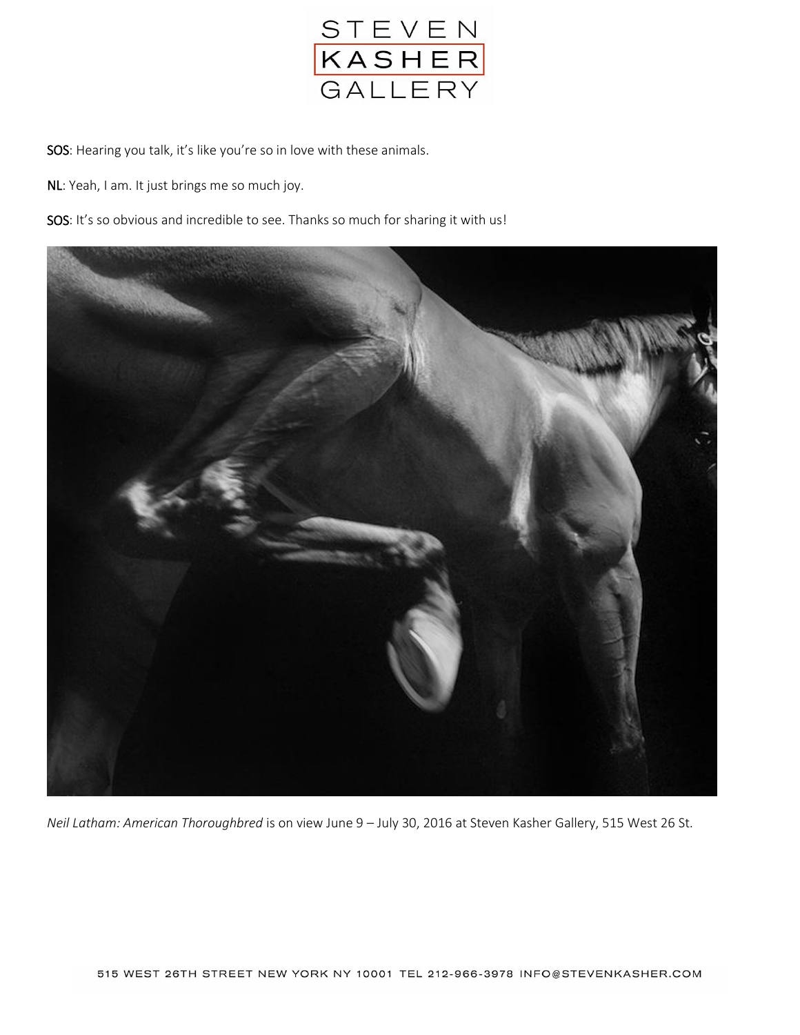**SOS**: Hearing you talk, it's like you're so in love with these animals.

**NL**: Yeah, I am. It just brings me so much joy.

**SOS**: It's so obvious and incredible to see. Thanks so much for sharing it with us!

*Neil Latham: American Thoroughbred* is on view June 9 – July 30, 2016 at Steven Kasher Gallery, 515 West 26 St.